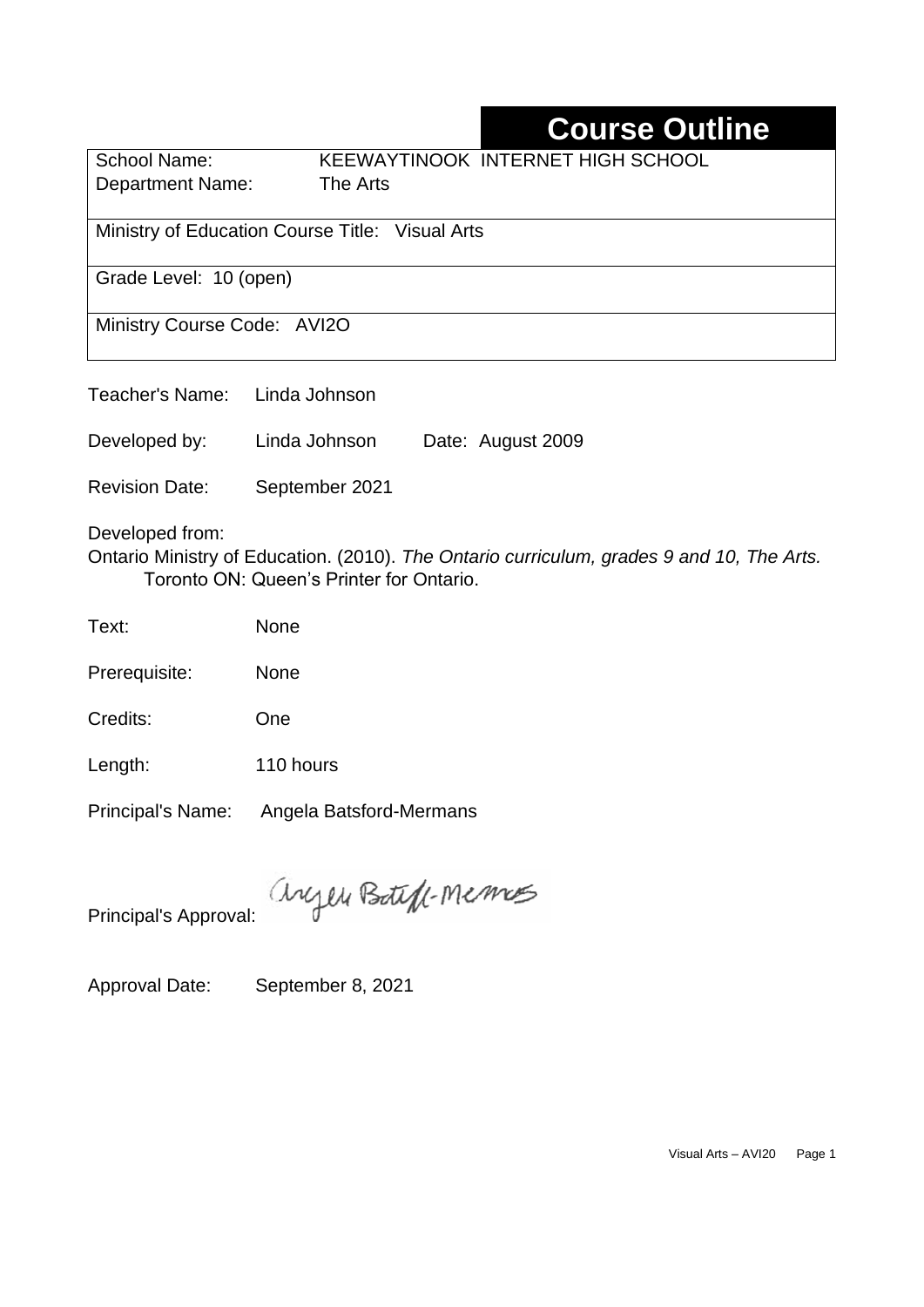# Course Outline

School Name: KEEWAYTINOOK INTERNET HIGH SCHOOL
Department Name: The Arts

Ministry of Education Course Title: Visual Arts

Grade Level: 10 (open)

Ministry Course Code: AVI2O

Teacher's Name: Linda Johnson

Developed by: Linda Johnson Date: August 2009

Revision Date: September 2021

Developed from:
Ontario Ministry of Education. (2010). *The Ontario curriculum, grades 9 and 10, The Arts.* Toronto ON: Queen's Printer for Ontario.

Text: None

Prerequisite: None

Credits: One

Length: 110 hours

Principal's Name: Angela Batsford-Mermans

Principal's Approval: Angela Batsford-Mermans

Approval Date: September 8, 2021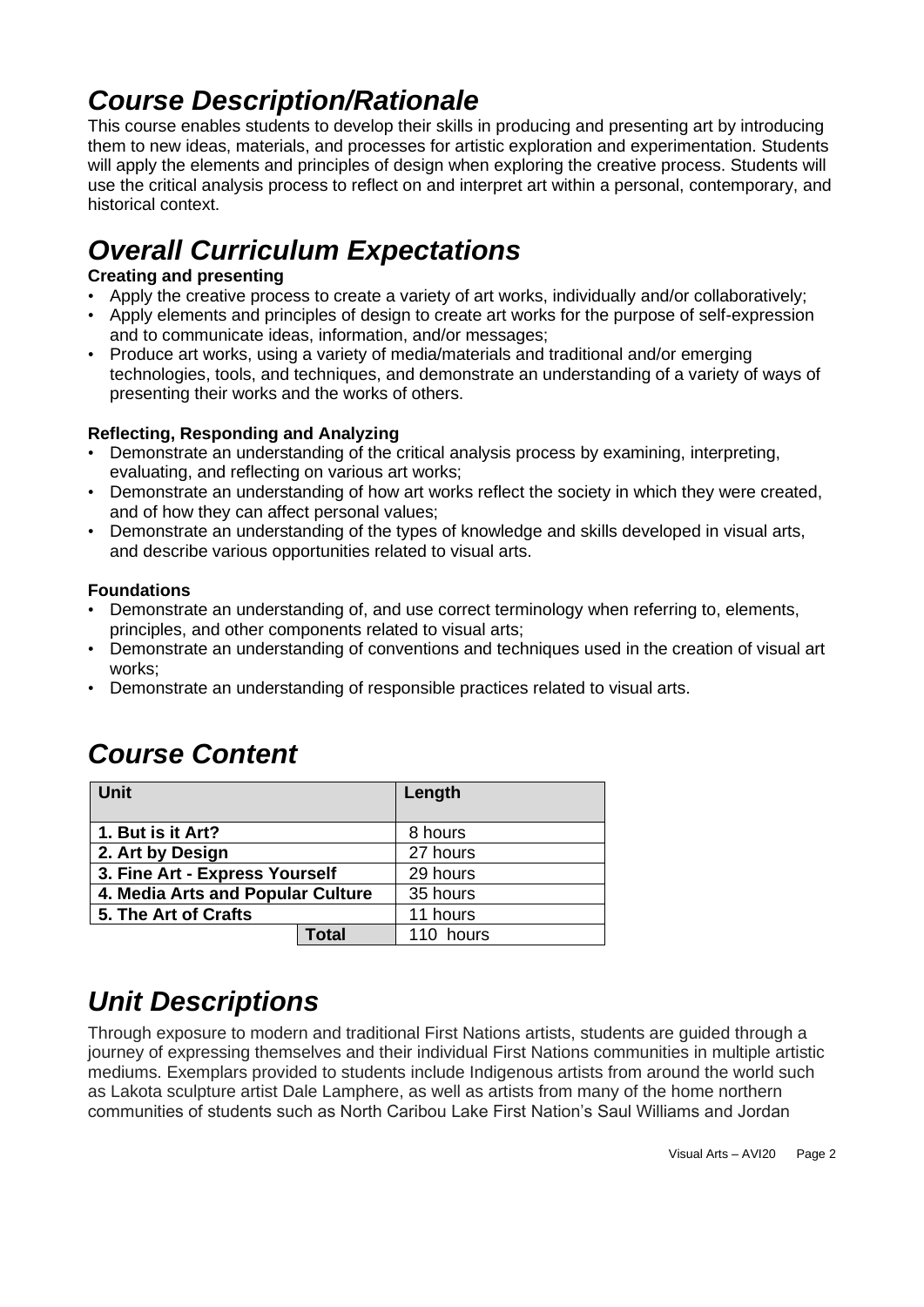# *Course Description/Rationale*

This course enables students to develop their skills in producing and presenting art by introducing them to new ideas, materials, and processes for artistic exploration and experimentation. Students will apply the elements and principles of design when exploring the creative process. Students will use the critical analysis process to reflect on and interpret art within a personal, contemporary, and historical context.

# *Overall Curriculum Expectations*

**Creating and presenting**

- Apply the creative process to create a variety of art works, individually and/or collaboratively;
- Apply elements and principles of design to create art works for the purpose of self-expression and to communicate ideas, information, and/or messages;
- Produce art works, using a variety of media/materials and traditional and/or emerging technologies, tools, and techniques, and demonstrate an understanding of a variety of ways of presenting their works and the works of others.

**Reflecting, Responding and Analyzing**

- Demonstrate an understanding of the critical analysis process by examining, interpreting, evaluating, and reflecting on various art works;
- Demonstrate an understanding of how art works reflect the society in which they were created, and of how they can affect personal values;
- Demonstrate an understanding of the types of knowledge and skills developed in visual arts, and describe various opportunities related to visual arts.

**Foundations**

- Demonstrate an understanding of, and use correct terminology when referring to, elements, principles, and other components related to visual arts;
- Demonstrate an understanding of conventions and techniques used in the creation of visual art works;
- Demonstrate an understanding of responsible practices related to visual arts.

# *Course Content*

| Unit | Length |
|---|---|
| **1. But is it Art?** | 8 hours |
| **2. Art by Design** | 27 hours |
| **3. Fine Art - Express Yourself** | 29 hours |
| **4. Media Arts and Popular Culture** | 35 hours |
| **5. The Art of Crafts** | 11 hours |
| **Total** | 110 hours |

# *Unit Descriptions*

Through exposure to modern and traditional First Nations artists, students are guided through a journey of expressing themselves and their individual First Nations communities in multiple artistic mediums. Exemplars provided to students include Indigenous artists from around the world such as Lakota sculpture artist Dale Lamphere, as well as artists from many of the home northern communities of students such as North Caribou Lake First Nation's Saul Williams and Jordan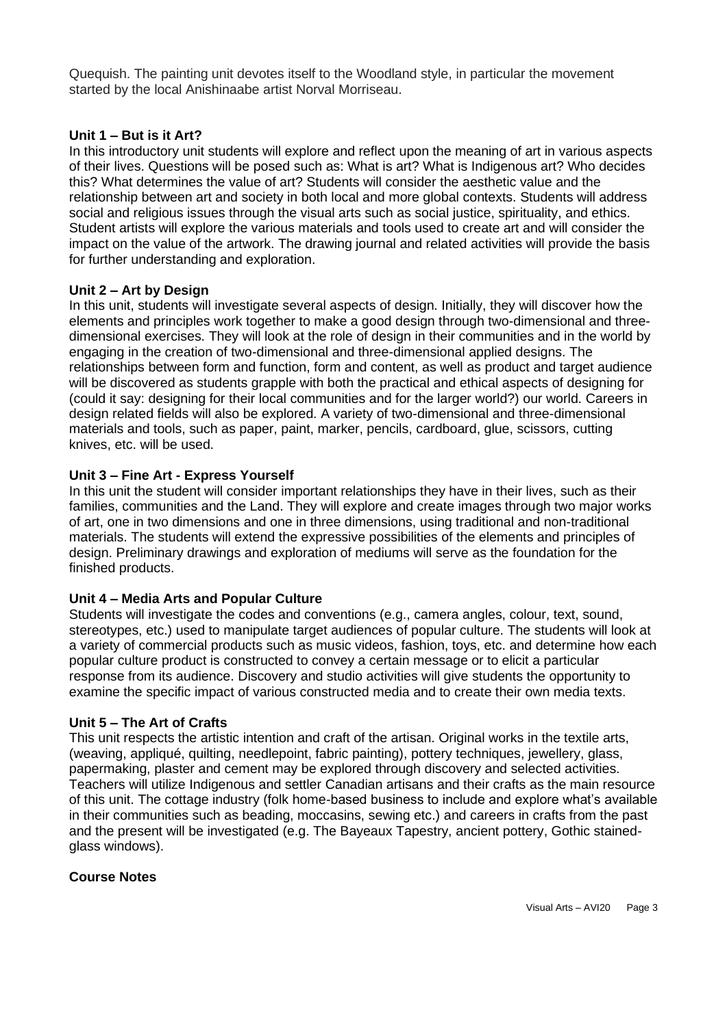Quequish. The painting unit devotes itself to the Woodland style, in particular the movement started by the local Anishinaabe artist Norval Morriseau.

**Unit 1 – But is it Art?**

In this introductory unit students will explore and reflect upon the meaning of art in various aspects of their lives. Questions will be posed such as: What is art? What is Indigenous art? Who decides this? What determines the value of art? Students will consider the aesthetic value and the relationship between art and society in both local and more global contexts. Students will address social and religious issues through the visual arts such as social justice, spirituality, and ethics. Student artists will explore the various materials and tools used to create art and will consider the impact on the value of the artwork. The drawing journal and related activities will provide the basis for further understanding and exploration.

**Unit 2 – Art by Design**

In this unit, students will investigate several aspects of design. Initially, they will discover how the elements and principles work together to make a good design through two-dimensional and three-dimensional exercises. They will look at the role of design in their communities and in the world by engaging in the creation of two-dimensional and three-dimensional applied designs. The relationships between form and function, form and content, as well as product and target audience will be discovered as students grapple with both the practical and ethical aspects of designing for (could it say: designing for their local communities and for the larger world?) our world. Careers in design related fields will also be explored. A variety of two-dimensional and three-dimensional materials and tools, such as paper, paint, marker, pencils, cardboard, glue, scissors, cutting knives, etc. will be used.

**Unit 3 – Fine Art - Express Yourself**

In this unit the student will consider important relationships they have in their lives, such as their families, communities and the Land. They will explore and create images through two major works of art, one in two dimensions and one in three dimensions, using traditional and non-traditional materials. The students will extend the expressive possibilities of the elements and principles of design. Preliminary drawings and exploration of mediums will serve as the foundation for the finished products.

**Unit 4 – Media Arts and Popular Culture**

Students will investigate the codes and conventions (e.g., camera angles, colour, text, sound, stereotypes, etc.) used to manipulate target audiences of popular culture. The students will look at a variety of commercial products such as music videos, fashion, toys, etc. and determine how each popular culture product is constructed to convey a certain message or to elicit a particular response from its audience. Discovery and studio activities will give students the opportunity to examine the specific impact of various constructed media and to create their own media texts.

**Unit 5 – The Art of Crafts**

This unit respects the artistic intention and craft of the artisan. Original works in the textile arts, (weaving, appliqué, quilting, needlepoint, fabric painting), pottery techniques, jewellery, glass, papermaking, plaster and cement may be explored through discovery and selected activities. Teachers will utilize Indigenous and settler Canadian artisans and their crafts as the main resource of this unit. The cottage industry (folk home-based business to include and explore what's available in their communities such as beading, moccasins, sewing etc.) and careers in crafts from the past and the present will be investigated (e.g. The Bayeaux Tapestry, ancient pottery, Gothic stained-glass windows).

**Course Notes**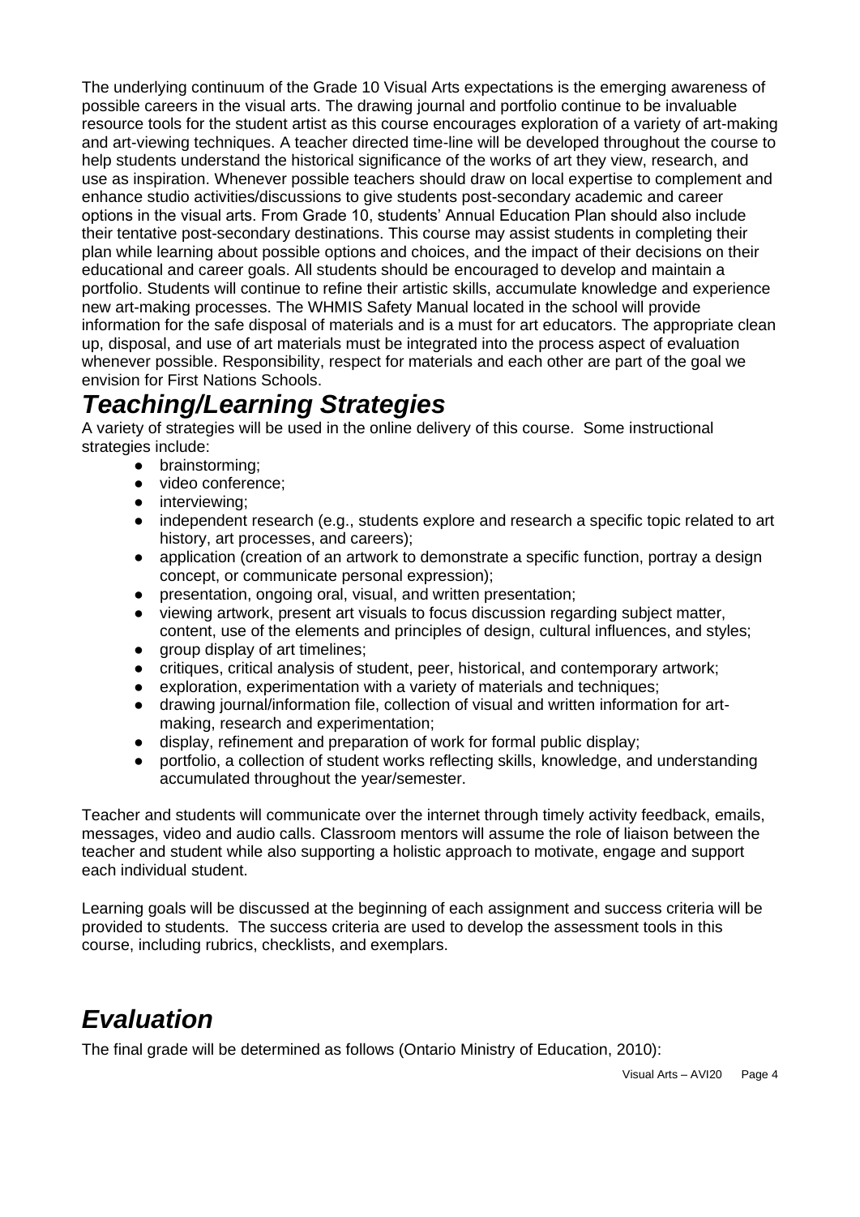The underlying continuum of the Grade 10 Visual Arts expectations is the emerging awareness of possible careers in the visual arts. The drawing journal and portfolio continue to be invaluable resource tools for the student artist as this course encourages exploration of a variety of art-making and art-viewing techniques. A teacher directed time-line will be developed throughout the course to help students understand the historical significance of the works of art they view, research, and use as inspiration. Whenever possible teachers should draw on local expertise to complement and enhance studio activities/discussions to give students post-secondary academic and career options in the visual arts. From Grade 10, students' Annual Education Plan should also include their tentative post-secondary destinations. This course may assist students in completing their plan while learning about possible options and choices, and the impact of their decisions on their educational and career goals. All students should be encouraged to develop and maintain a portfolio. Students will continue to refine their artistic skills, accumulate knowledge and experience new art-making processes. The WHMIS Safety Manual located in the school will provide information for the safe disposal of materials and is a must for art educators. The appropriate clean up, disposal, and use of art materials must be integrated into the process aspect of evaluation whenever possible. Responsibility, respect for materials and each other are part of the goal we envision for First Nations Schools.

## *Teaching/Learning Strategies*

A variety of strategies will be used in the online delivery of this course. Some instructional strategies include:

- brainstorming;
- video conference;
- interviewing;
- independent research (e.g., students explore and research a specific topic related to art history, art processes, and careers);
- application (creation of an artwork to demonstrate a specific function, portray a design concept, or communicate personal expression);
- presentation, ongoing oral, visual, and written presentation;
- viewing artwork, present art visuals to focus discussion regarding subject matter, content, use of the elements and principles of design, cultural influences, and styles;
- group display of art timelines;
- critiques, critical analysis of student, peer, historical, and contemporary artwork;
- exploration, experimentation with a variety of materials and techniques;
- drawing journal/information file, collection of visual and written information for art-making, research and experimentation;
- display, refinement and preparation of work for formal public display;
- portfolio, a collection of student works reflecting skills, knowledge, and understanding accumulated throughout the year/semester.

Teacher and students will communicate over the internet through timely activity feedback, emails, messages, video and audio calls. Classroom mentors will assume the role of liaison between the teacher and student while also supporting a holistic approach to motivate, engage and support each individual student.

Learning goals will be discussed at the beginning of each assignment and success criteria will be provided to students. The success criteria are used to develop the assessment tools in this course, including rubrics, checklists, and exemplars.

## *Evaluation*

The final grade will be determined as follows (Ontario Ministry of Education, 2010):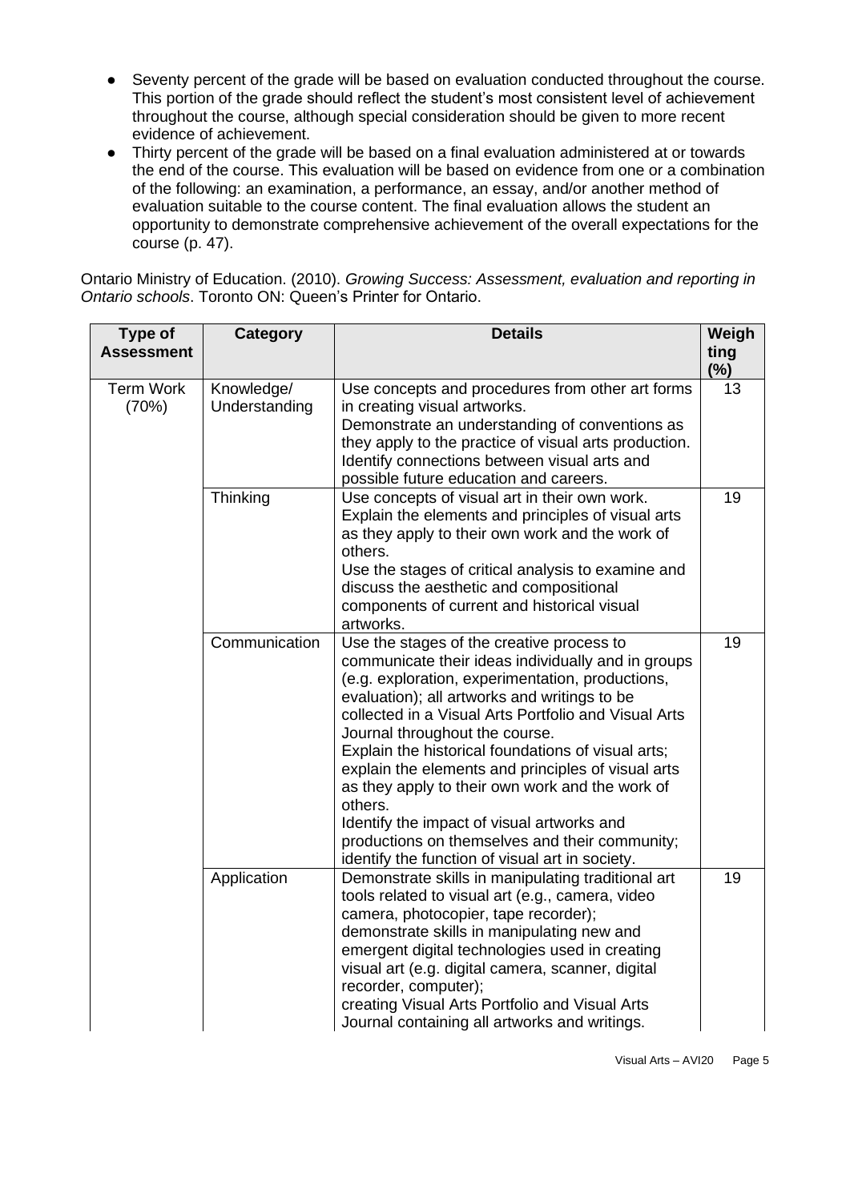- Seventy percent of the grade will be based on evaluation conducted throughout the course. This portion of the grade should reflect the student's most consistent level of achievement throughout the course, although special consideration should be given to more recent evidence of achievement.
- Thirty percent of the grade will be based on a final evaluation administered at or towards the end of the course. This evaluation will be based on evidence from one or a combination of the following: an examination, a performance, an essay, and/or another method of evaluation suitable to the course content. The final evaluation allows the student an opportunity to demonstrate comprehensive achievement of the overall expectations for the course (p. 47).

Ontario Ministry of Education. (2010). *Growing Success: Assessment, evaluation and reporting in Ontario schools*. Toronto ON: Queen's Printer for Ontario.

| Type of Assessment | Category | Details | Weighting (%) |
|---|---|---|---|
| Term Work (70%) | Knowledge/ Understanding | Use concepts and procedures from other art forms in creating visual artworks. Demonstrate an understanding of conventions as they apply to the practice of visual arts production. Identify connections between visual arts and possible future education and careers. | 13 |
| | Thinking | Use concepts of visual art in their own work. Explain the elements and principles of visual arts as they apply to their own work and the work of others. Use the stages of critical analysis to examine and discuss the aesthetic and compositional components of current and historical visual artworks. | 19 |
| | Communication | Use the stages of the creative process to communicate their ideas individually and in groups (e.g. exploration, experimentation, productions, evaluation); all artworks and writings to be collected in a Visual Arts Portfolio and Visual Arts Journal throughout the course. Explain the historical foundations of visual arts; explain the elements and principles of visual arts as they apply to their own work and the work of others. Identify the impact of visual artworks and productions on themselves and their community; identify the function of visual art in society. | 19 |
| | Application | Demonstrate skills in manipulating traditional art tools related to visual art (e.g., camera, video camera, photocopier, tape recorder); demonstrate skills in manipulating new and emergent digital technologies used in creating visual art (e.g. digital camera, scanner, digital recorder, computer); creating Visual Arts Portfolio and Visual Arts Journal containing all artworks and writings. | 19 |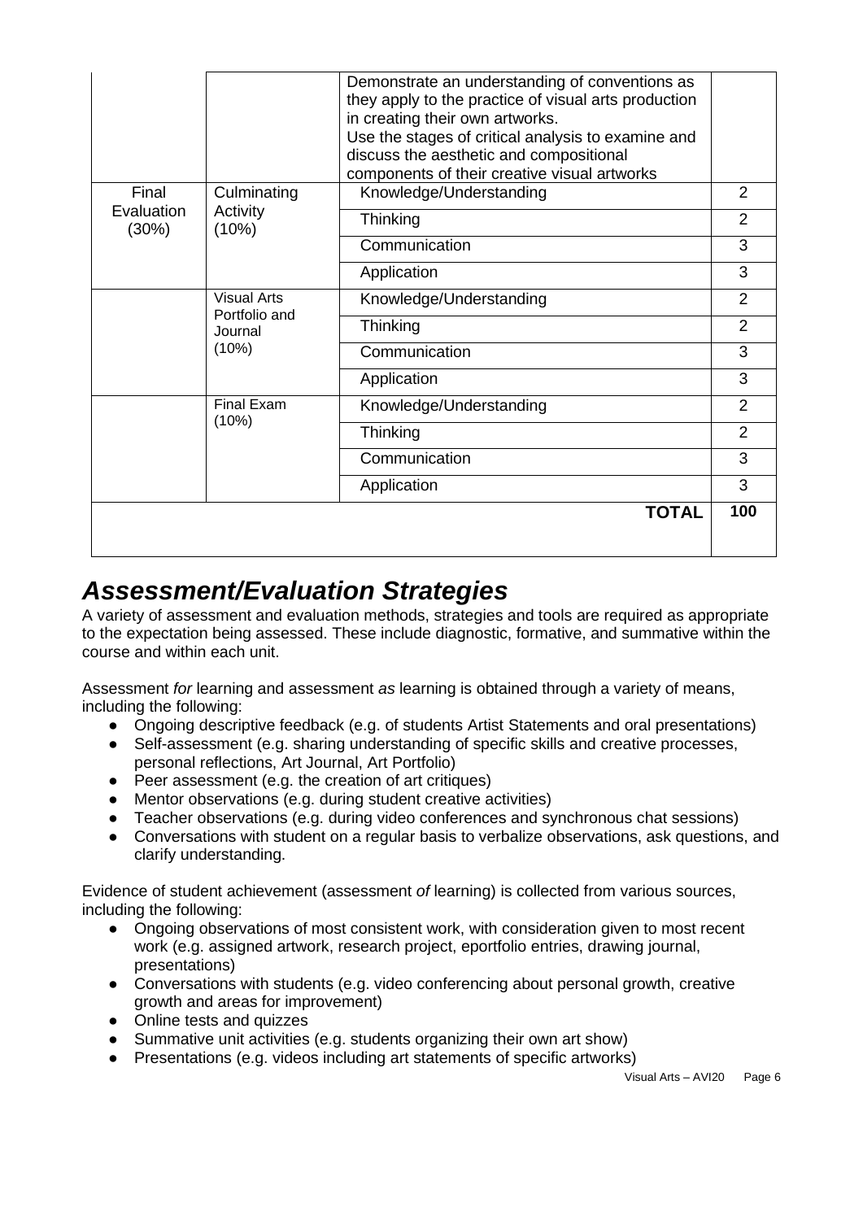| | | | |
|---|---|---|---|
| | | Demonstrate an understanding of conventions as they apply to the practice of visual arts production in creating their own artworks.<br>Use the stages of critical analysis to examine and discuss the aesthetic and compositional components of their creative visual artworks | |
| Final Evaluation (30%) | Culminating Activity (10%) | Knowledge/Understanding | 2 |
| | | Thinking | 2 |
| | | Communication | 3 |
| | | Application | 3 |
| | Visual Arts Portfolio and Journal (10%) | Knowledge/Understanding | 2 |
| | | Thinking | 2 |
| | | Communication | 3 |
| | | Application | 3 |
| | Final Exam (10%) | Knowledge/Understanding | 2 |
| | | Thinking | 2 |
| | | Communication | 3 |
| | | Application | 3 |
| | | **TOTAL** | **100** |

# ***Assessment/Evaluation Strategies***

A variety of assessment and evaluation methods, strategies and tools are required as appropriate to the expectation being assessed. These include diagnostic, formative, and summative within the course and within each unit.

Assessment *for* learning and assessment *as* learning is obtained through a variety of means, including the following:

- Ongoing descriptive feedback (e.g. of students Artist Statements and oral presentations)
- Self-assessment (e.g. sharing understanding of specific skills and creative processes, personal reflections, Art Journal, Art Portfolio)
- Peer assessment (e.g. the creation of art critiques)
- Mentor observations (e.g. during student creative activities)
- Teacher observations (e.g. during video conferences and synchronous chat sessions)
- Conversations with student on a regular basis to verbalize observations, ask questions, and clarify understanding.

Evidence of student achievement (assessment *of* learning) is collected from various sources, including the following:

- Ongoing observations of most consistent work, with consideration given to most recent work (e.g. assigned artwork, research project, eportfolio entries, drawing journal, presentations)
- Conversations with students (e.g. video conferencing about personal growth, creative growth and areas for improvement)
- Online tests and quizzes
- Summative unit activities (e.g. students organizing their own art show)
- Presentations (e.g. videos including art statements of specific artworks)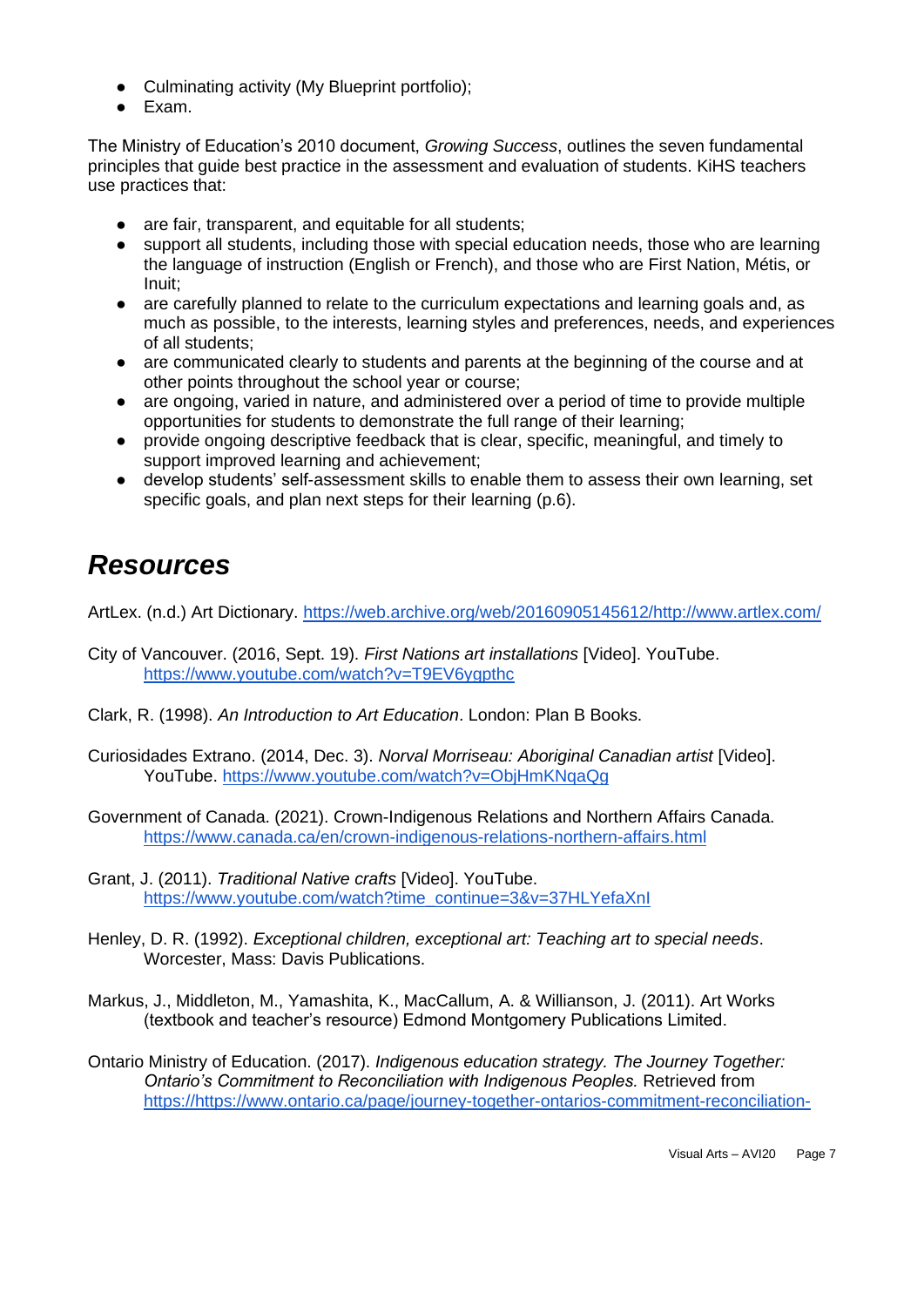- Culminating activity (My Blueprint portfolio);
- Exam.

The Ministry of Education's 2010 document, *Growing Success*, outlines the seven fundamental principles that guide best practice in the assessment and evaluation of students. KiHS teachers use practices that:

- are fair, transparent, and equitable for all students;
- support all students, including those with special education needs, those who are learning the language of instruction (English or French), and those who are First Nation, Métis, or Inuit;
- are carefully planned to relate to the curriculum expectations and learning goals and, as much as possible, to the interests, learning styles and preferences, needs, and experiences of all students;
- are communicated clearly to students and parents at the beginning of the course and at other points throughout the school year or course;
- are ongoing, varied in nature, and administered over a period of time to provide multiple opportunities for students to demonstrate the full range of their learning;
- provide ongoing descriptive feedback that is clear, specific, meaningful, and timely to support improved learning and achievement;
- develop students' self-assessment skills to enable them to assess their own learning, set specific goals, and plan next steps for their learning (p.6).

# Resources

ArtLex. (n.d.) Art Dictionary. https://web.archive.org/web/20160905145612/http://www.artlex.com/

City of Vancouver. (2016, Sept. 19). *First Nations art installations* [Video]. YouTube. https://www.youtube.com/watch?v=T9EV6ygpthc

Clark, R. (1998). *An Introduction to Art Education*. London: Plan B Books.

Curiosidades Extrano. (2014, Dec. 3). *Norval Morriseau: Aboriginal Canadian artist* [Video]. YouTube. https://www.youtube.com/watch?v=ObjHmKNqaQg

Government of Canada. (2021). Crown-Indigenous Relations and Northern Affairs Canada. https://www.canada.ca/en/crown-indigenous-relations-northern-affairs.html

Grant, J. (2011). *Traditional Native crafts* [Video]. YouTube. https://www.youtube.com/watch?time_continue=3&v=37HLYefaXnI

Henley, D. R. (1992). *Exceptional children, exceptional art: Teaching art to special needs*. Worcester, Mass: Davis Publications.

Markus, J., Middleton, M., Yamashita, K., MacCallum, A. & Willianson, J. (2011). Art Works (textbook and teacher's resource) Edmond Montgomery Publications Limited.

Ontario Ministry of Education. (2017). *Indigenous education strategy. The Journey Together: Ontario's Commitment to Reconciliation with Indigenous Peoples.* Retrieved from https://https://www.ontario.ca/page/journey-together-ontarios-commitment-reconciliation-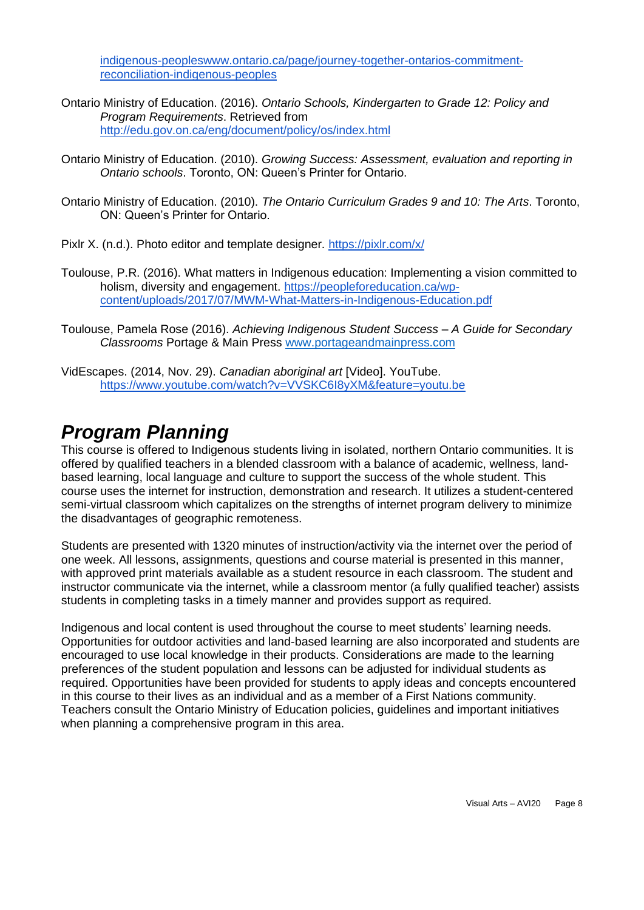indigenous-peopleswww.ontario.ca/page/journey-together-ontarios-commitment-reconciliation-indigenous-peoples

Ontario Ministry of Education. (2016). *Ontario Schools, Kindergarten to Grade 12: Policy and Program Requirements*. Retrieved from http://edu.gov.on.ca/eng/document/policy/os/index.html

Ontario Ministry of Education. (2010). *Growing Success: Assessment, evaluation and reporting in Ontario schools*. Toronto, ON: Queen's Printer for Ontario.

Ontario Ministry of Education. (2010). *The Ontario Curriculum Grades 9 and 10: The Arts*. Toronto, ON: Queen's Printer for Ontario.

Pixlr X. (n.d.). Photo editor and template designer. https://pixlr.com/x/

Toulouse, P.R. (2016). What matters in Indigenous education: Implementing a vision committed to holism, diversity and engagement. https://peopleforeducation.ca/wp-content/uploads/2017/07/MWM-What-Matters-in-Indigenous-Education.pdf

Toulouse, Pamela Rose (2016). *Achieving Indigenous Student Success – A Guide for Secondary Classrooms* Portage & Main Press www.portageandmainpress.com

VidEscapes. (2014, Nov. 29). *Canadian aboriginal art* [Video]. YouTube. https://www.youtube.com/watch?v=VVSKC6I8yXM&feature=youtu.be

## *Program Planning*

This course is offered to Indigenous students living in isolated, northern Ontario communities. It is offered by qualified teachers in a blended classroom with a balance of academic, wellness, land-based learning, local language and culture to support the success of the whole student. This course uses the internet for instruction, demonstration and research. It utilizes a student-centered semi-virtual classroom which capitalizes on the strengths of internet program delivery to minimize the disadvantages of geographic remoteness.

Students are presented with 1320 minutes of instruction/activity via the internet over the period of one week. All lessons, assignments, questions and course material is presented in this manner, with approved print materials available as a student resource in each classroom. The student and instructor communicate via the internet, while a classroom mentor (a fully qualified teacher) assists students in completing tasks in a timely manner and provides support as required.

Indigenous and local content is used throughout the course to meet students' learning needs. Opportunities for outdoor activities and land-based learning are also incorporated and students are encouraged to use local knowledge in their products. Considerations are made to the learning preferences of the student population and lessons can be adjusted for individual students as required. Opportunities have been provided for students to apply ideas and concepts encountered in this course to their lives as an individual and as a member of a First Nations community. Teachers consult the Ontario Ministry of Education policies, guidelines and important initiatives when planning a comprehensive program in this area.